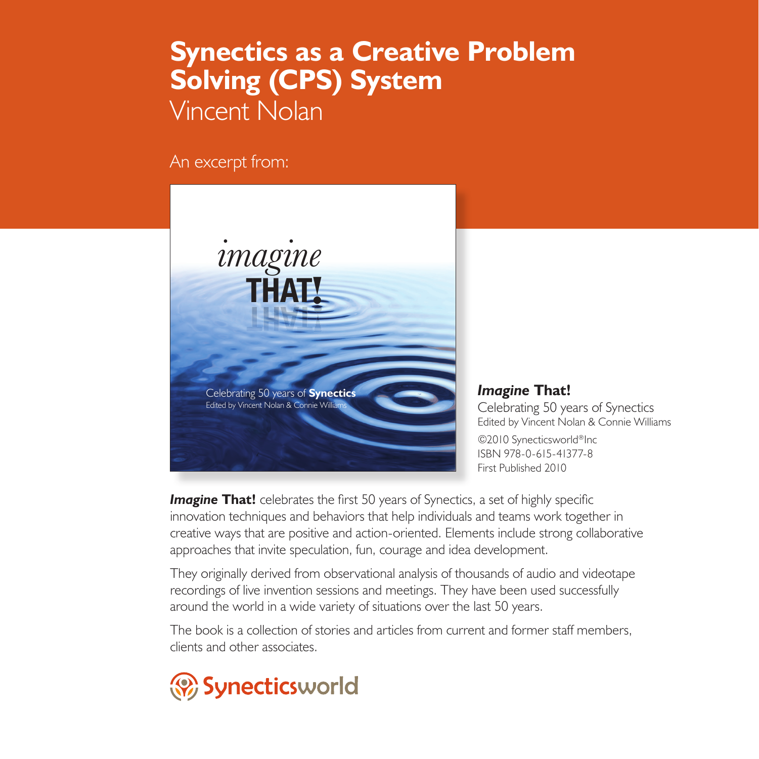# Synectics as a Creative Problem Solving (CPS) System

Vincent Nolan

An excerpt from:

***Imagine* That!**

Celebrating 50 years of Synectics

Edited by Vincent Nolan & Connie Williams

©2010 Synecticsworld®Inc

ISBN 978-0-615-41377-8

First Published 2010

***Imagine* That!** celebrates the first 50 years of Synectics, a set of highly specific innovation techniques and behaviors that help individuals and teams work together in creative ways that are positive and action-oriented. Elements include strong collaborative approaches that invite speculation, fun, courage and idea development.

They originally derived from observational analysis of thousands of audio and videotape recordings of live invention sessions and meetings. They have been used successfully around the world in a wide variety of situations over the last 50 years.

The book is a collection of stories and articles from current and former staff members, clients and other associates.

Synecticsworld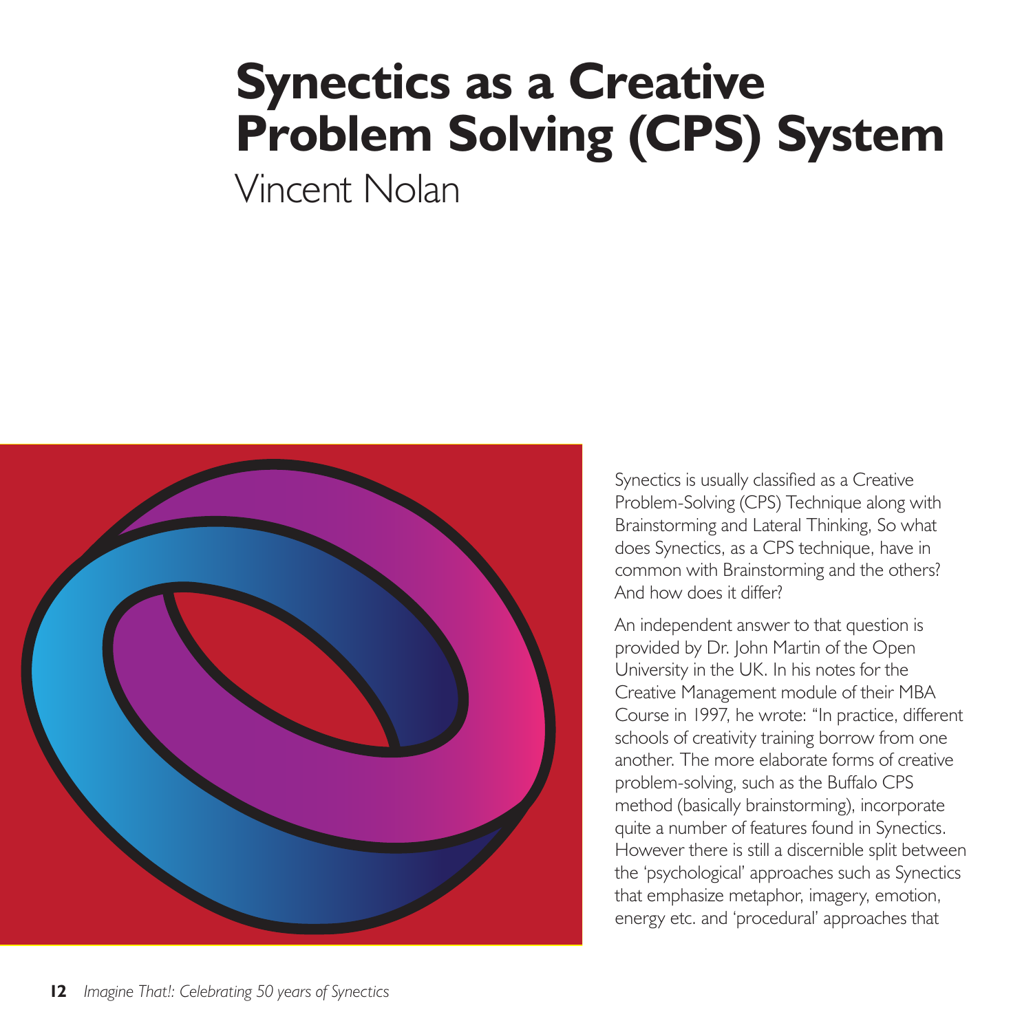# Synectics as a Creative Problem Solving (CPS) System

Vincent Nolan

Synectics is usually classified as a Creative Problem-Solving (CPS) Technique along with Brainstorming and Lateral Thinking, So what does Synectics, as a CPS technique, have in common with Brainstorming and the others? And how does it differ?

An independent answer to that question is provided by Dr. John Martin of the Open University in the UK. In his notes for the Creative Management module of their MBA Course in 1997, he wrote: "In practice, different schools of creativity training borrow from one another. The more elaborate forms of creative problem-solving, such as the Buffalo CPS method (basically brainstorming), incorporate quite a number of features found in Synectics. However there is still a discernible split between the 'psychological' approaches such as Synectics that emphasize metaphor, imagery, emotion, energy etc. and 'procedural' approaches that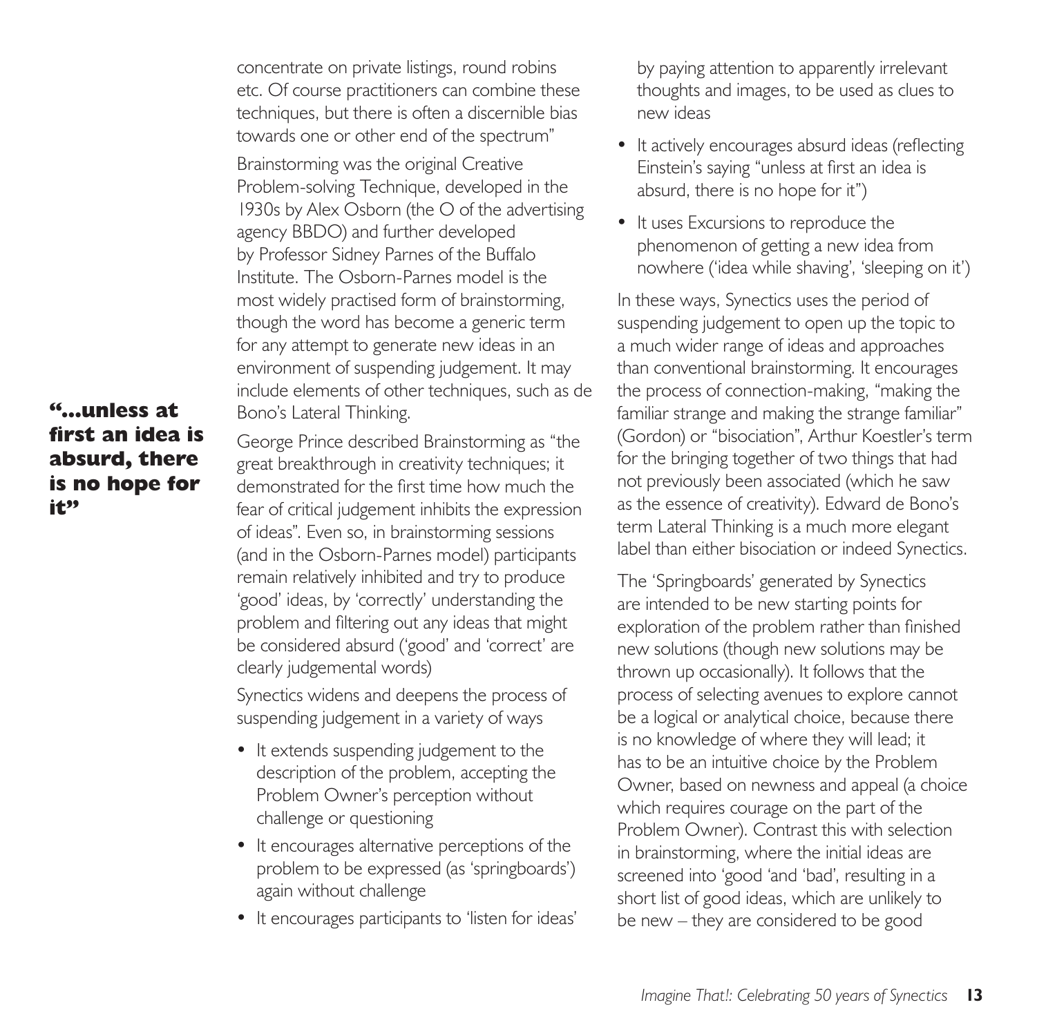concentrate on private listings, round robins etc. Of course practitioners can combine these techniques, but there is often a discernible bias towards one or other end of the spectrum"

Brainstorming was the original Creative Problem-solving Technique, developed in the 1930s by Alex Osborn (the O of the advertising agency BBDO) and further developed by Professor Sidney Parnes of the Buffalo Institute. The Osborn-Parnes model is the most widely practised form of brainstorming, though the word has become a generic term for any attempt to generate new ideas in an environment of suspending judgement. It may include elements of other techniques, such as de Bono's Lateral Thinking.

**"...unless at first an idea is absurd, there is no hope for it"**

George Prince described Brainstorming as "the great breakthrough in creativity techniques; it demonstrated for the first time how much the fear of critical judgement inhibits the expression of ideas". Even so, in brainstorming sessions (and in the Osborn-Parnes model) participants remain relatively inhibited and try to produce 'good' ideas, by 'correctly' understanding the problem and filtering out any ideas that might be considered absurd ('good' and 'correct' are clearly judgemental words)

Synectics widens and deepens the process of suspending judgement in a variety of ways

- It extends suspending judgement to the description of the problem, accepting the Problem Owner's perception without challenge or questioning
- It encourages alternative perceptions of the problem to be expressed (as 'springboards') again without challenge
- It encourages participants to 'listen for ideas' by paying attention to apparently irrelevant thoughts and images, to be used as clues to new ideas
- It actively encourages absurd ideas (reflecting Einstein's saying "unless at first an idea is absurd, there is no hope for it")
- It uses Excursions to reproduce the phenomenon of getting a new idea from nowhere ('idea while shaving', 'sleeping on it')

In these ways, Synectics uses the period of suspending judgement to open up the topic to a much wider range of ideas and approaches than conventional brainstorming. It encourages the process of connection-making, "making the familiar strange and making the strange familiar" (Gordon) or "bisociation", Arthur Koestler's term for the bringing together of two things that had not previously been associated (which he saw as the essence of creativity). Edward de Bono's term Lateral Thinking is a much more elegant label than either bisociation or indeed Synectics.

The 'Springboards' generated by Synectics are intended to be new starting points for exploration of the problem rather than finished new solutions (though new solutions may be thrown up occasionally). It follows that the process of selecting avenues to explore cannot be a logical or analytical choice, because there is no knowledge of where they will lead; it has to be an intuitive choice by the Problem Owner, based on newness and appeal (a choice which requires courage on the part of the Problem Owner). Contrast this with selection in brainstorming, where the initial ideas are screened into 'good 'and 'bad', resulting in a short list of good ideas, which are unlikely to be new – they are considered to be good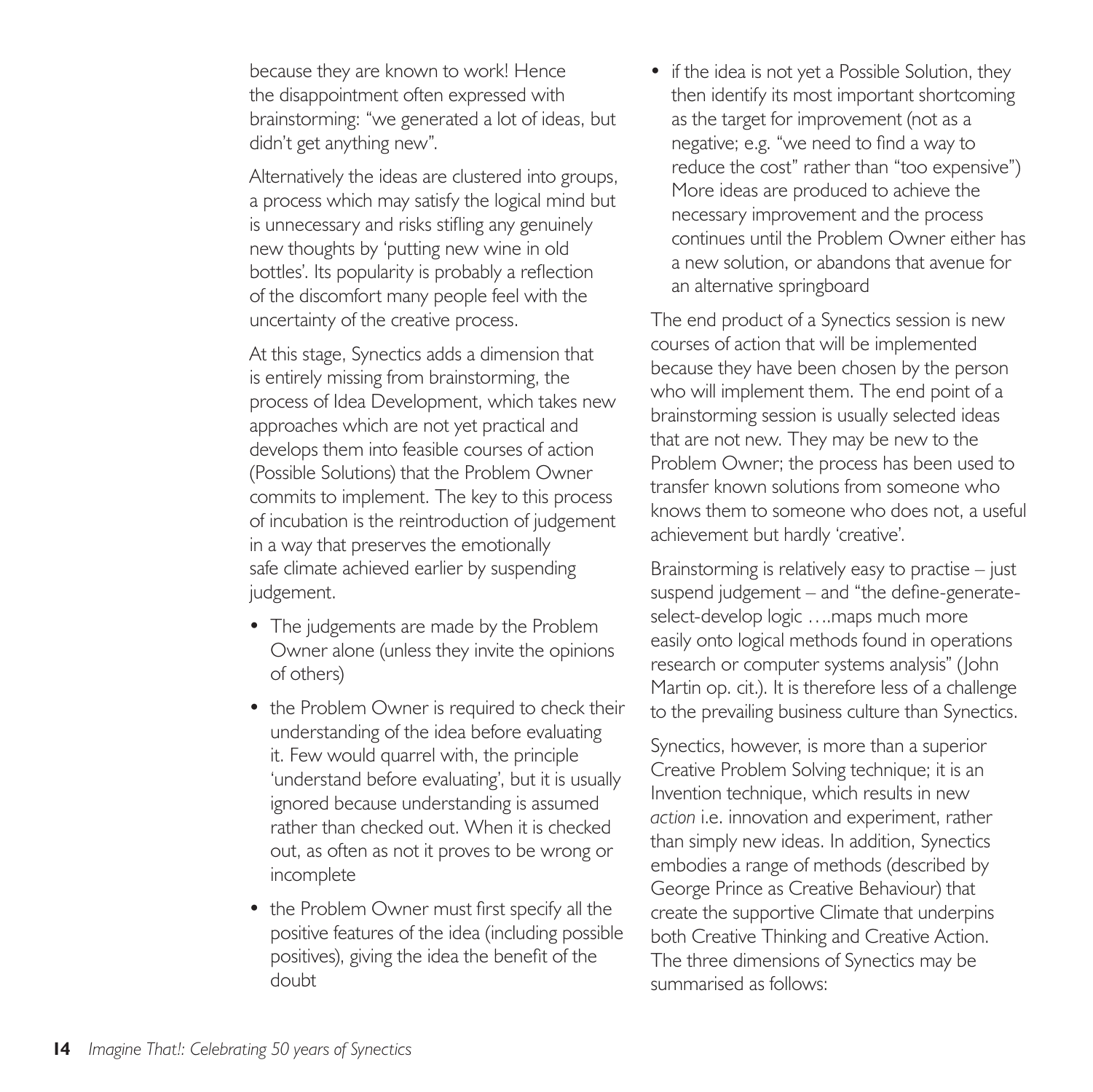because they are known to work! Hence the disappointment often expressed with brainstorming: "we generated a lot of ideas, but didn't get anything new".

Alternatively the ideas are clustered into groups, a process which may satisfy the logical mind but is unnecessary and risks stifling any genuinely new thoughts by 'putting new wine in old bottles'. Its popularity is probably a reflection of the discomfort many people feel with the uncertainty of the creative process.

At this stage, Synectics adds a dimension that is entirely missing from brainstorming, the process of Idea Development, which takes new approaches which are not yet practical and develops them into feasible courses of action (Possible Solutions) that the Problem Owner commits to implement. The key to this process of incubation is the reintroduction of judgement in a way that preserves the emotionally safe climate achieved earlier by suspending judgement.

- The judgements are made by the Problem Owner alone (unless they invite the opinions of others)
- the Problem Owner is required to check their understanding of the idea before evaluating it. Few would quarrel with, the principle 'understand before evaluating', but it is usually ignored because understanding is assumed rather than checked out. When it is checked out, as often as not it proves to be wrong or incomplete
- the Problem Owner must first specify all the positive features of the idea (including possible positives), giving the idea the benefit of the doubt
- if the idea is not yet a Possible Solution, they then identify its most important shortcoming as the target for improvement (not as a negative; e.g. "we need to find a way to reduce the cost" rather than "too expensive") More ideas are produced to achieve the necessary improvement and the process continues until the Problem Owner either has a new solution, or abandons that avenue for an alternative springboard

The end product of a Synectics session is new courses of action that will be implemented because they have been chosen by the person who will implement them. The end point of a brainstorming session is usually selected ideas that are not new. They may be new to the Problem Owner; the process has been used to transfer known solutions from someone who knows them to someone who does not, a useful achievement but hardly 'creative'.

Brainstorming is relatively easy to practise – just suspend judgement – and "the define-generate-select-develop logic ….maps much more easily onto logical methods found in operations research or computer systems analysis" (John Martin op. cit.). It is therefore less of a challenge to the prevailing business culture than Synectics.

Synectics, however, is more than a superior Creative Problem Solving technique; it is an Invention technique, which results in new *action* i.e. innovation and experiment, rather than simply new ideas. In addition, Synectics embodies a range of methods (described by George Prince as Creative Behaviour) that create the supportive Climate that underpins both Creative Thinking and Creative Action. The three dimensions of Synectics may be summarised as follows: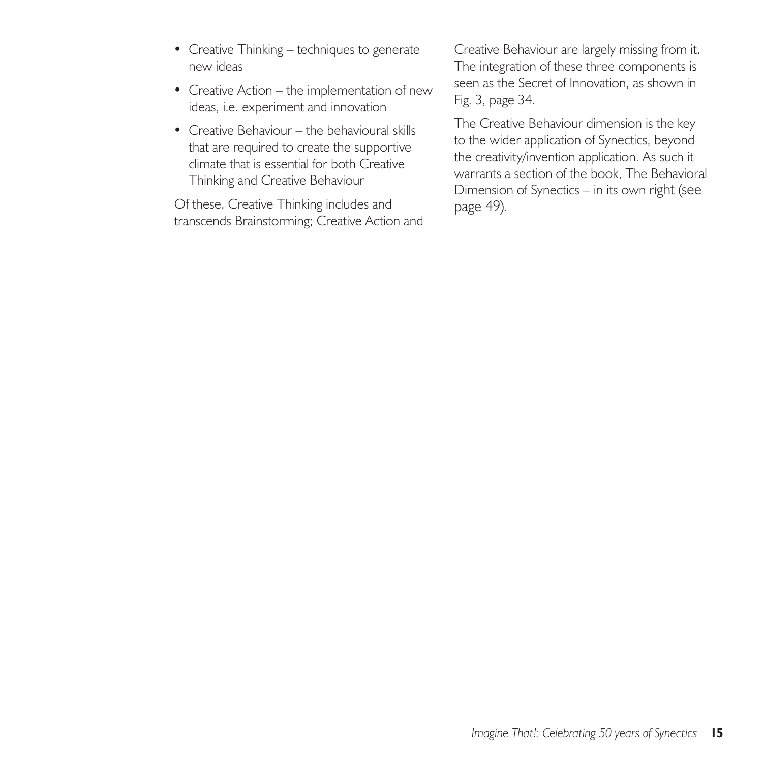- Creative Thinking – techniques to generate new ideas
- Creative Action – the implementation of new ideas, i.e. experiment and innovation
- Creative Behaviour – the behavioural skills that are required to create the supportive climate that is essential for both Creative Thinking and Creative Behaviour

Of these, Creative Thinking includes and transcends Brainstorming; Creative Action and Creative Behaviour are largely missing from it. The integration of these three components is seen as the Secret of Innovation, as shown in Fig. 3, page 34.

The Creative Behaviour dimension is the key to the wider application of Synectics, beyond the creativity/invention application. As such it warrants a section of the book, The Behavioral Dimension of Synectics – in its own right (see page 49).